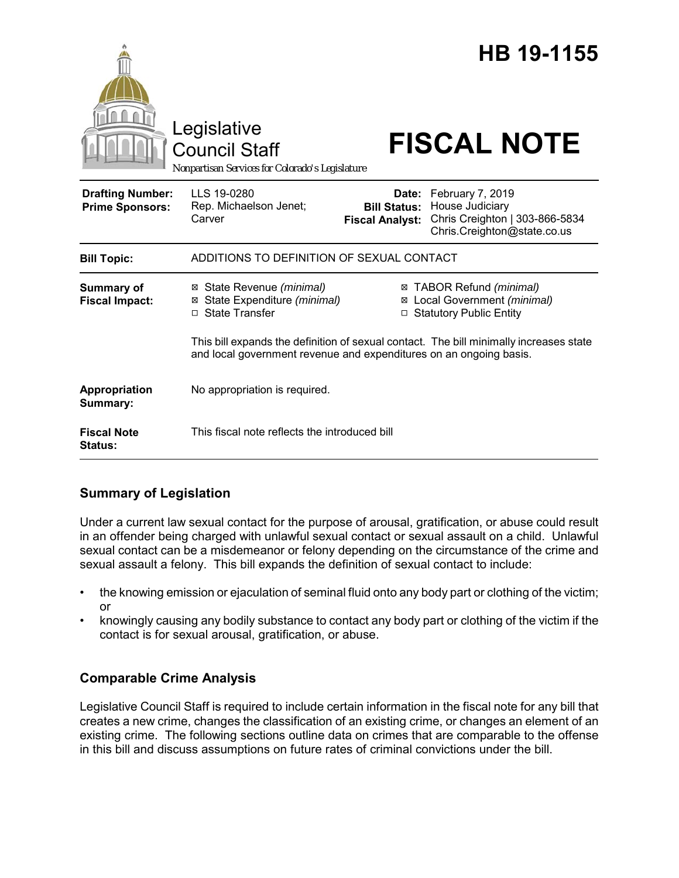# HB 19-1155

Legislative Council Staff

Nonpartisan Services for Colorado's Legislature

# FISCAL NOTE

| | | | |
|---|---|---|---|
| **Drafting Number:** | LLS 19-0280 | **Date:** | February 7, 2019 |
| **Prime Sponsors:** | Rep. Michaelson Jenet; Carver | **Bill Status:** | House Judiciary |
| | | **Fiscal Analyst:** | Chris Creighton \| 303-866-5834 Chris.Creighton@state.co.us |

| | |
|---|---|
| **Bill Topic:** | ADDITIONS TO DEFINITION OF SEXUAL CONTACT |
| **Summary of Fiscal Impact:** | ☒ State Revenue *(minimal)* ☒ State Expenditure *(minimal)* ☐ State Transfer ☒ TABOR Refund *(minimal)* ☒ Local Government *(minimal)* ☐ Statutory Public Entity<br><br>This bill expands the definition of sexual contact. The bill minimally increases state and local government revenue and expenditures on an ongoing basis. |
| **Appropriation Summary:** | No appropriation is required. |
| **Fiscal Note Status:** | This fiscal note reflects the introduced bill |

## Summary of Legislation

Under a current law sexual contact for the purpose of arousal, gratification, or abuse could result in an offender being charged with unlawful sexual contact or sexual assault on a child. Unlawful sexual contact can be a misdemeanor or felony depending on the circumstance of the crime and sexual assault a felony. This bill expands the definition of sexual contact to include:

- the knowing emission or ejaculation of seminal fluid onto any body part or clothing of the victim; or
- knowingly causing any bodily substance to contact any body part or clothing of the victim if the contact is for sexual arousal, gratification, or abuse.

## Comparable Crime Analysis

Legislative Council Staff is required to include certain information in the fiscal note for any bill that creates a new crime, changes the classification of an existing crime, or changes an element of an existing crime. The following sections outline data on crimes that are comparable to the offense in this bill and discuss assumptions on future rates of criminal convictions under the bill.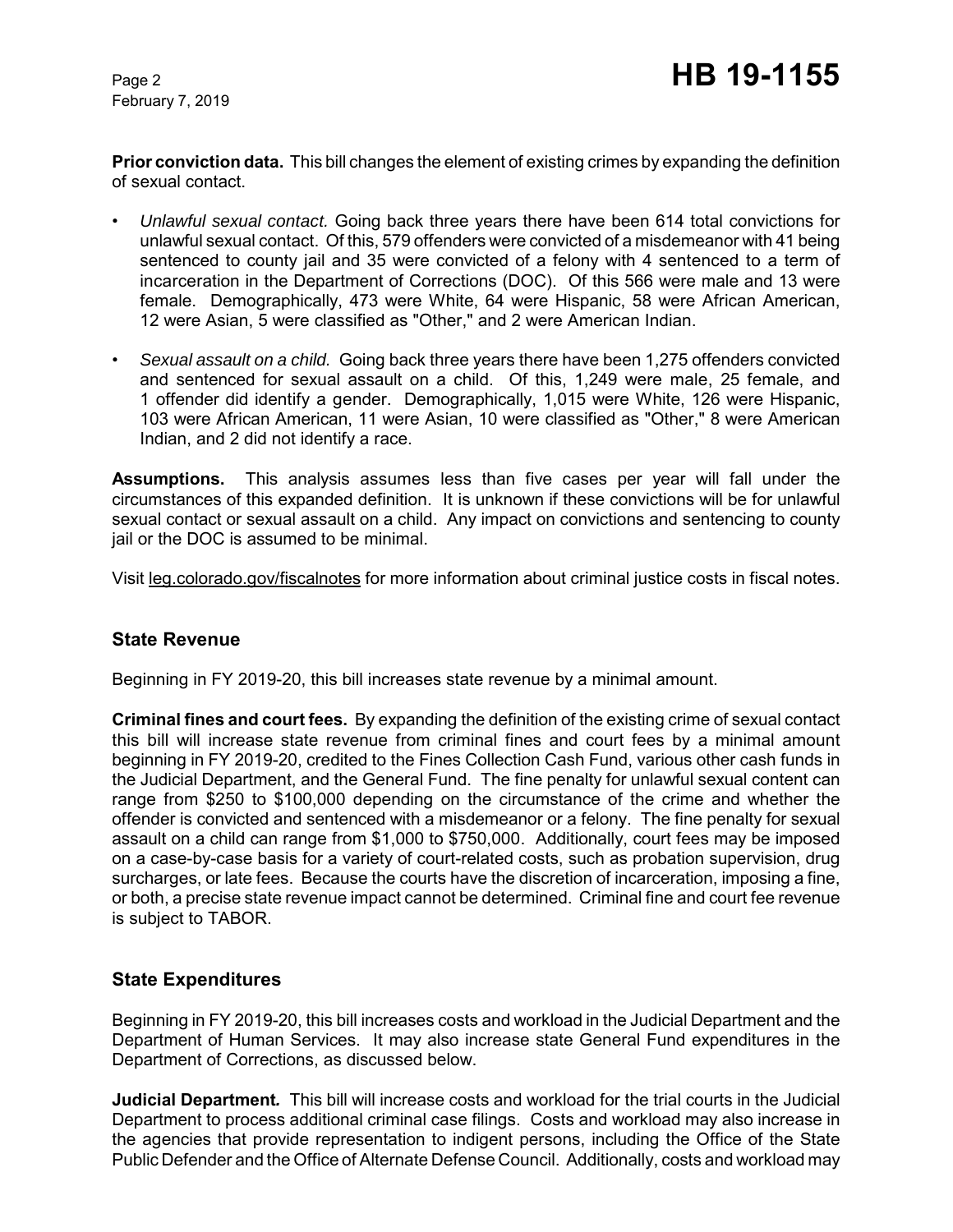**Prior conviction data.** This bill changes the element of existing crimes by expanding the definition of sexual contact.

- *Unlawful sexual contact.* Going back three years there have been 614 total convictions for unlawful sexual contact. Of this, 579 offenders were convicted of a misdemeanor with 41 being sentenced to county jail and 35 were convicted of a felony with 4 sentenced to a term of incarceration in the Department of Corrections (DOC). Of this 566 were male and 13 were female. Demographically, 473 were White, 64 were Hispanic, 58 were African American, 12 were Asian, 5 were classified as "Other," and 2 were American Indian.
- *Sexual assault on a child.* Going back three years there have been 1,275 offenders convicted and sentenced for sexual assault on a child. Of this, 1,249 were male, 25 female, and 1 offender did identify a gender. Demographically, 1,015 were White, 126 were Hispanic, 103 were African American, 11 were Asian, 10 were classified as "Other," 8 were American Indian, and 2 did not identify a race.

**Assumptions.** This analysis assumes less than five cases per year will fall under the circumstances of this expanded definition. It is unknown if these convictions will be for unlawful sexual contact or sexual assault on a child. Any impact on convictions and sentencing to county jail or the DOC is assumed to be minimal.

Visit leg.colorado.gov/fiscalnotes for more information about criminal justice costs in fiscal notes.

## State Revenue

Beginning in FY 2019-20, this bill increases state revenue by a minimal amount.

**Criminal fines and court fees.** By expanding the definition of the existing crime of sexual contact this bill will increase state revenue from criminal fines and court fees by a minimal amount beginning in FY 2019-20, credited to the Fines Collection Cash Fund, various other cash funds in the Judicial Department, and the General Fund. The fine penalty for unlawful sexual content can range from $250 to $100,000 depending on the circumstance of the crime and whether the offender is convicted and sentenced with a misdemeanor or a felony. The fine penalty for sexual assault on a child can range from $1,000 to $750,000. Additionally, court fees may be imposed on a case-by-case basis for a variety of court-related costs, such as probation supervision, drug surcharges, or late fees. Because the courts have the discretion of incarceration, imposing a fine, or both, a precise state revenue impact cannot be determined. Criminal fine and court fee revenue is subject to TABOR.

## State Expenditures

Beginning in FY 2019-20, this bill increases costs and workload in the Judicial Department and the Department of Human Services. It may also increase state General Fund expenditures in the Department of Corrections, as discussed below.

**Judicial Department.** This bill will increase costs and workload for the trial courts in the Judicial Department to process additional criminal case filings. Costs and workload may also increase in the agencies that provide representation to indigent persons, including the Office of the State Public Defender and the Office of Alternate Defense Council. Additionally, costs and workload may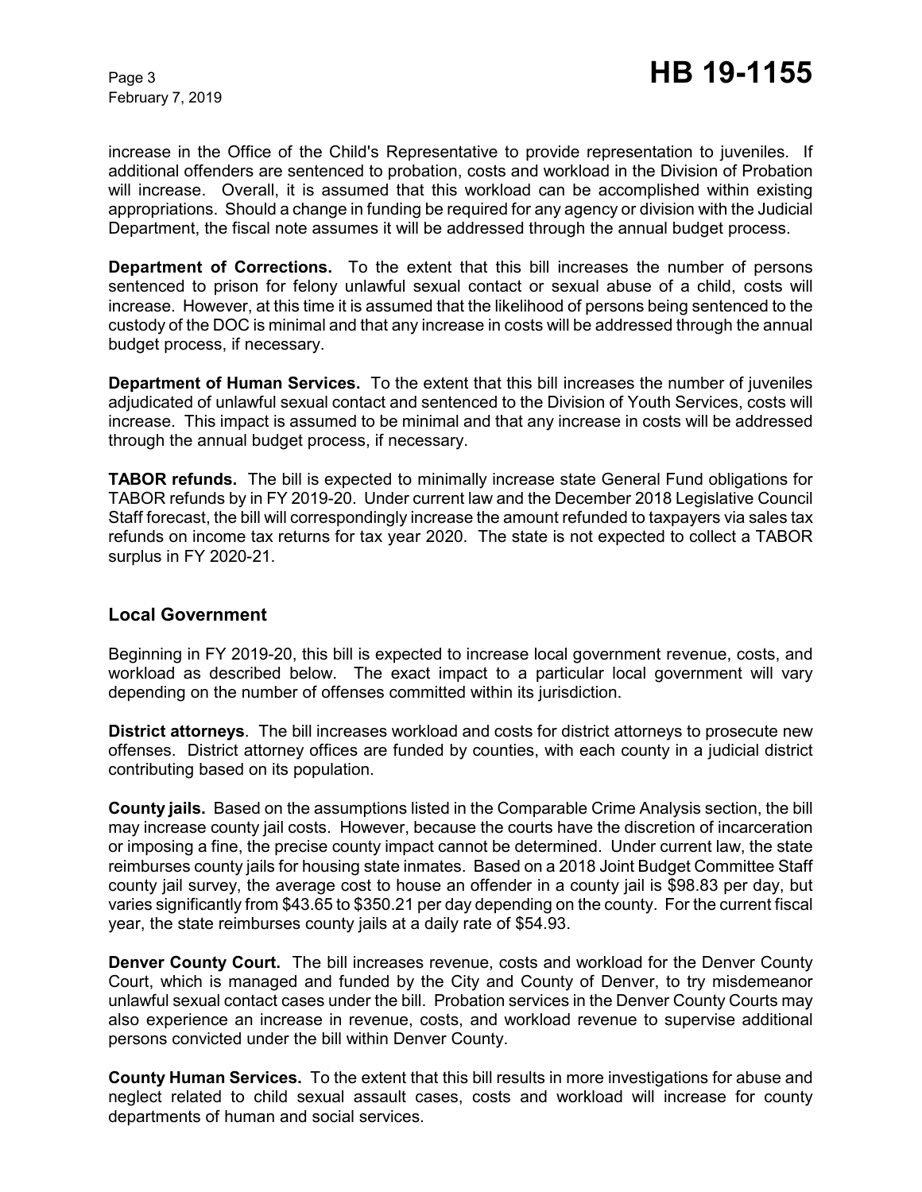increase in the Office of the Child's Representative to provide representation to juveniles. If additional offenders are sentenced to probation, costs and workload in the Division of Probation will increase. Overall, it is assumed that this workload can be accomplished within existing appropriations. Should a change in funding be required for any agency or division with the Judicial Department, the fiscal note assumes it will be addressed through the annual budget process.

**Department of Corrections.** To the extent that this bill increases the number of persons sentenced to prison for felony unlawful sexual contact or sexual abuse of a child, costs will increase. However, at this time it is assumed that the likelihood of persons being sentenced to the custody of the DOC is minimal and that any increase in costs will be addressed through the annual budget process, if necessary.

**Department of Human Services.** To the extent that this bill increases the number of juveniles adjudicated of unlawful sexual contact and sentenced to the Division of Youth Services, costs will increase. This impact is assumed to be minimal and that any increase in costs will be addressed through the annual budget process, if necessary.

**TABOR refunds.** The bill is expected to minimally increase state General Fund obligations for TABOR refunds by in FY 2019-20. Under current law and the December 2018 Legislative Council Staff forecast, the bill will correspondingly increase the amount refunded to taxpayers via sales tax refunds on income tax returns for tax year 2020. The state is not expected to collect a TABOR surplus in FY 2020-21.

## Local Government

Beginning in FY 2019-20, this bill is expected to increase local government revenue, costs, and workload as described below. The exact impact to a particular local government will vary depending on the number of offenses committed within its jurisdiction.

**District attorneys**. The bill increases workload and costs for district attorneys to prosecute new offenses. District attorney offices are funded by counties, with each county in a judicial district contributing based on its population.

**County jails.** Based on the assumptions listed in the Comparable Crime Analysis section, the bill may increase county jail costs. However, because the courts have the discretion of incarceration or imposing a fine, the precise county impact cannot be determined. Under current law, the state reimburses county jails for housing state inmates. Based on a 2018 Joint Budget Committee Staff county jail survey, the average cost to house an offender in a county jail is $98.83 per day, but varies significantly from $43.65 to $350.21 per day depending on the county. For the current fiscal year, the state reimburses county jails at a daily rate of $54.93.

**Denver County Court.** The bill increases revenue, costs and workload for the Denver County Court, which is managed and funded by the City and County of Denver, to try misdemeanor unlawful sexual contact cases under the bill. Probation services in the Denver County Courts may also experience an increase in revenue, costs, and workload revenue to supervise additional persons convicted under the bill within Denver County.

**County Human Services.** To the extent that this bill results in more investigations for abuse and neglect related to child sexual assault cases, costs and workload will increase for county departments of human and social services.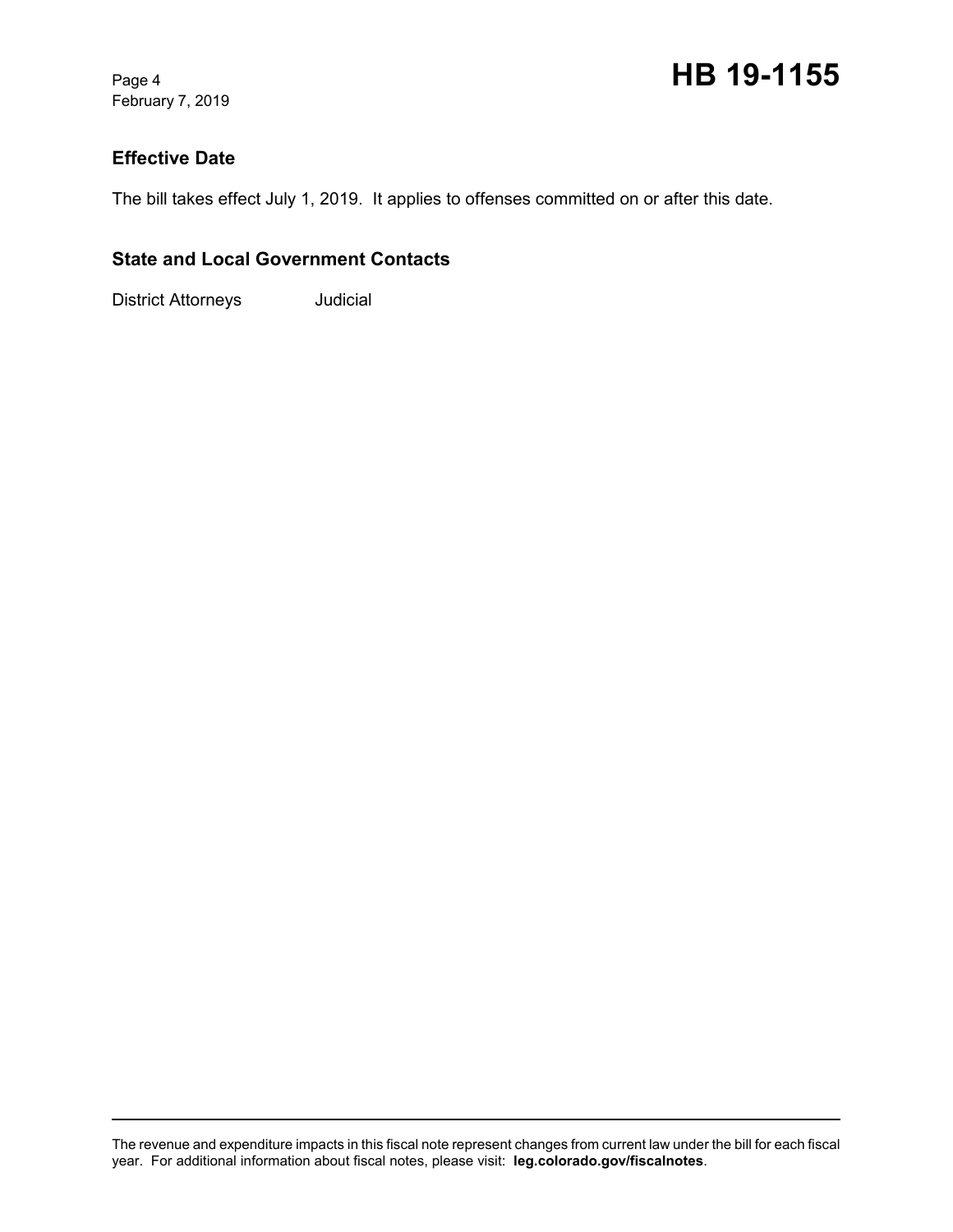## Effective Date

The bill takes effect July 1, 2019. It applies to offenses committed on or after this date.

## State and Local Government Contacts

District Attorneys Judicial

The revenue and expenditure impacts in this fiscal note represent changes from current law under the bill for each fiscal year. For additional information about fiscal notes, please visit: **leg.colorado.gov/fiscalnotes**.